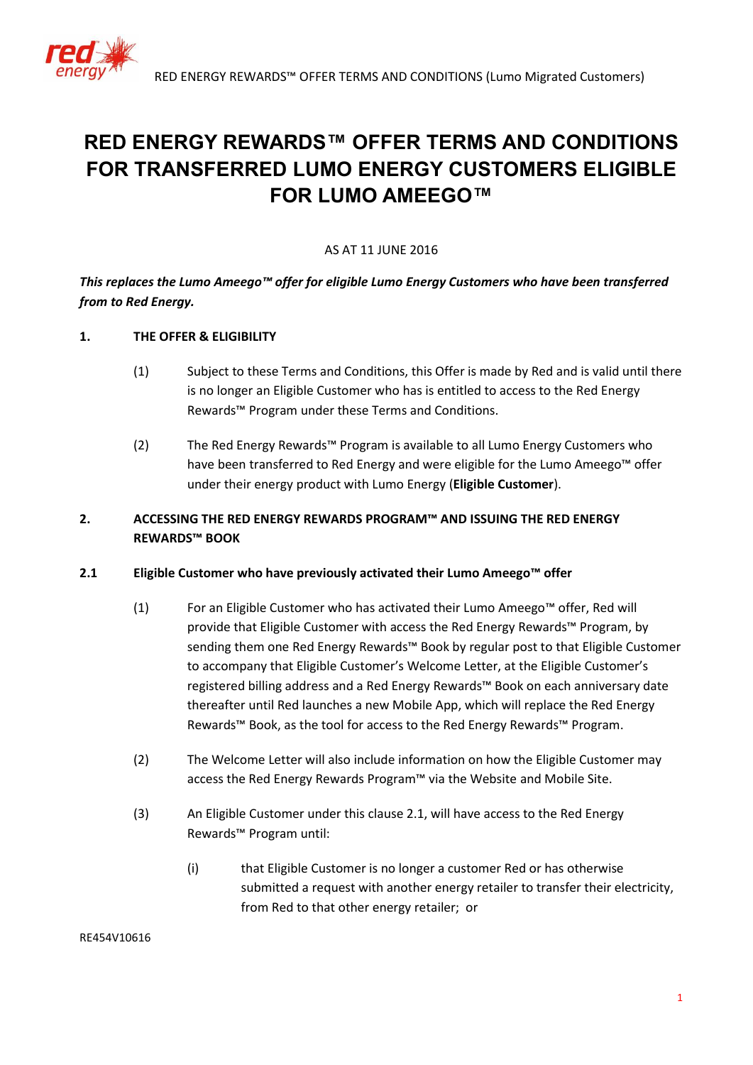# RED ENERGY REWARDS™ OFFER TERMS AND CONDITIONS FOR TRANSFERRED LUMO ENERGY CUSTOMERS ELIGIBLE FOR LUMO AMEEGO™

AS AT 11 JUNE 2016

***This replaces the Lumo Ameego™ offer for eligible Lumo Energy Customers who have been transferred from to Red Energy.***

**1. THE OFFER & ELIGIBILITY**

(1) Subject to these Terms and Conditions, this Offer is made by Red and is valid until there is no longer an Eligible Customer who has is entitled to access to the Red Energy Rewards™ Program under these Terms and Conditions.

(2) The Red Energy Rewards™ Program is available to all Lumo Energy Customers who have been transferred to Red Energy and were eligible for the Lumo Ameego™ offer under their energy product with Lumo Energy (**Eligible Customer**).

**2. ACCESSING THE RED ENERGY REWARDS PROGRAM™ AND ISSUING THE RED ENERGY REWARDS™ BOOK**

**2.1 Eligible Customer who have previously activated their Lumo Ameego™ offer**

(1) For an Eligible Customer who has activated their Lumo Ameego™ offer, Red will provide that Eligible Customer with access the Red Energy Rewards™ Program, by sending them one Red Energy Rewards™ Book by regular post to that Eligible Customer to accompany that Eligible Customer's Welcome Letter, at the Eligible Customer's registered billing address and a Red Energy Rewards™ Book on each anniversary date thereafter until Red launches a new Mobile App, which will replace the Red Energy Rewards™ Book, as the tool for access to the Red Energy Rewards™ Program.

(2) The Welcome Letter will also include information on how the Eligible Customer may access the Red Energy Rewards Program™ via the Website and Mobile Site.

(3) An Eligible Customer under this clause 2.1, will have access to the Red Energy Rewards™ Program until:

(i) that Eligible Customer is no longer a customer Red or has otherwise submitted a request with another energy retailer to transfer their electricity, from Red to that other energy retailer; or

RE454V10616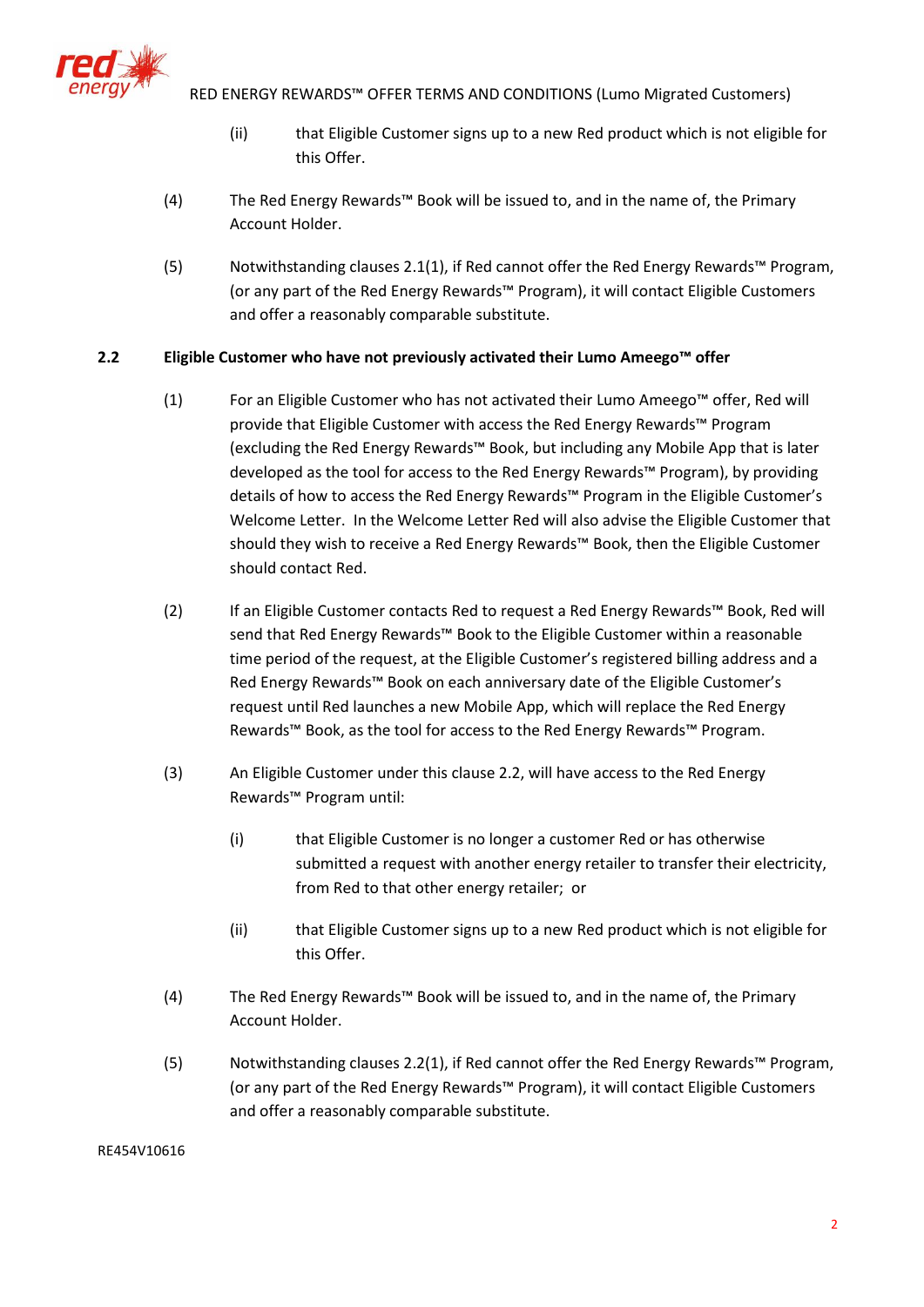(ii) that Eligible Customer signs up to a new Red product which is not eligible for this Offer.

(4) The Red Energy Rewards™ Book will be issued to, and in the name of, the Primary Account Holder.

(5) Notwithstanding clauses 2.1(1), if Red cannot offer the Red Energy Rewards™ Program, (or any part of the Red Energy Rewards™ Program), it will contact Eligible Customers and offer a reasonably comparable substitute.

### 2.2 Eligible Customer who have not previously activated their Lumo Ameego™ offer

(1) For an Eligible Customer who has not activated their Lumo Ameego™ offer, Red will provide that Eligible Customer with access the Red Energy Rewards™ Program (excluding the Red Energy Rewards™ Book, but including any Mobile App that is later developed as the tool for access to the Red Energy Rewards™ Program), by providing details of how to access the Red Energy Rewards™ Program in the Eligible Customer's Welcome Letter. In the Welcome Letter Red will also advise the Eligible Customer that should they wish to receive a Red Energy Rewards™ Book, then the Eligible Customer should contact Red.

(2) If an Eligible Customer contacts Red to request a Red Energy Rewards™ Book, Red will send that Red Energy Rewards™ Book to the Eligible Customer within a reasonable time period of the request, at the Eligible Customer's registered billing address and a Red Energy Rewards™ Book on each anniversary date of the Eligible Customer's request until Red launches a new Mobile App, which will replace the Red Energy Rewards™ Book, as the tool for access to the Red Energy Rewards™ Program.

(3) An Eligible Customer under this clause 2.2, will have access to the Red Energy Rewards™ Program until:

(i) that Eligible Customer is no longer a customer Red or has otherwise submitted a request with another energy retailer to transfer their electricity, from Red to that other energy retailer; or

(ii) that Eligible Customer signs up to a new Red product which is not eligible for this Offer.

(4) The Red Energy Rewards™ Book will be issued to, and in the name of, the Primary Account Holder.

(5) Notwithstanding clauses 2.2(1), if Red cannot offer the Red Energy Rewards™ Program, (or any part of the Red Energy Rewards™ Program), it will contact Eligible Customers and offer a reasonably comparable substitute.

RE454V10616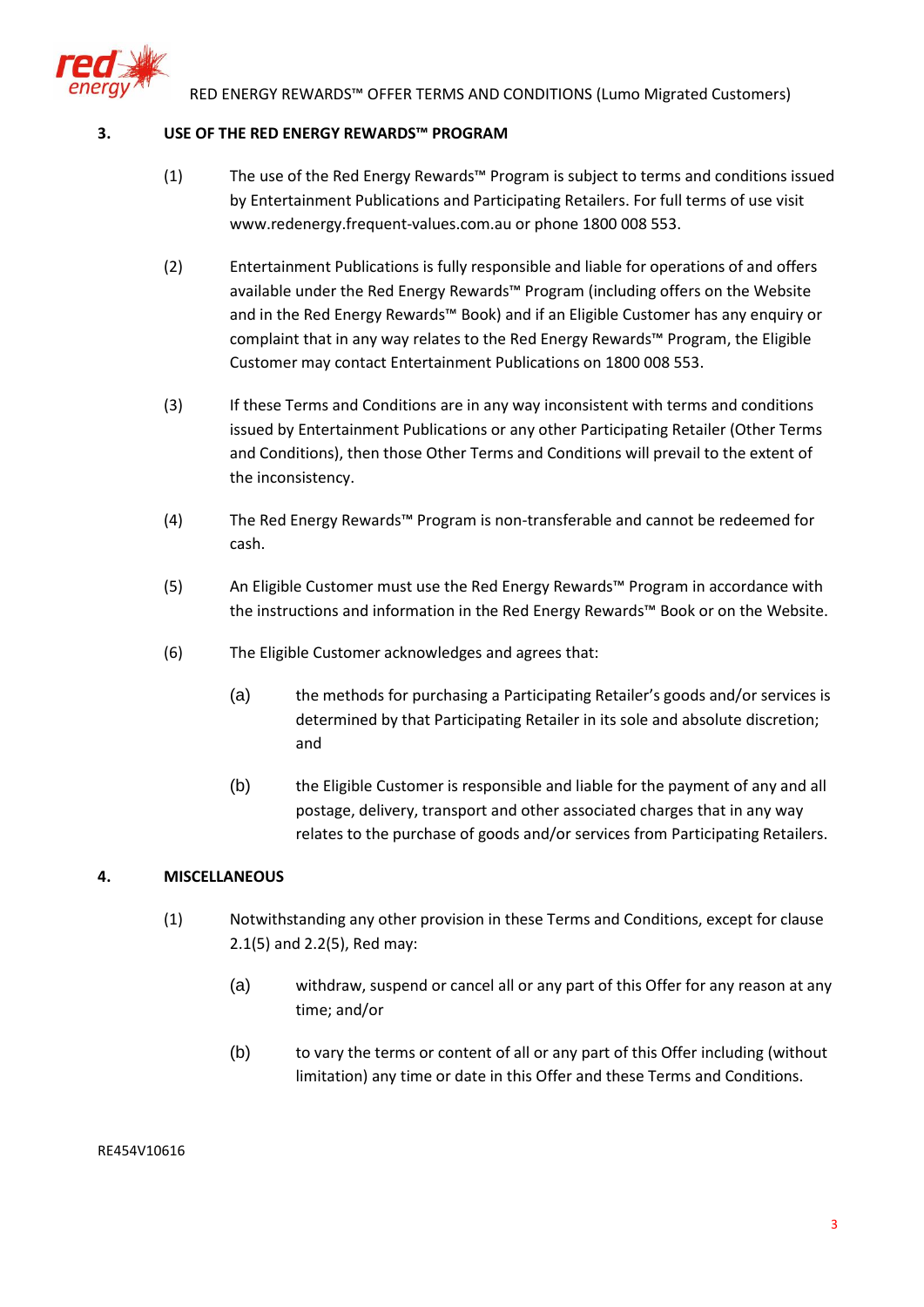## 3. USE OF THE RED ENERGY REWARDS™ PROGRAM

(1) The use of the Red Energy Rewards™ Program is subject to terms and conditions issued by Entertainment Publications and Participating Retailers. For full terms of use visit www.redenergy.frequent-values.com.au or phone 1800 008 553.

(2) Entertainment Publications is fully responsible and liable for operations of and offers available under the Red Energy Rewards™ Program (including offers on the Website and in the Red Energy Rewards™ Book) and if an Eligible Customer has any enquiry or complaint that in any way relates to the Red Energy Rewards™ Program, the Eligible Customer may contact Entertainment Publications on 1800 008 553.

(3) If these Terms and Conditions are in any way inconsistent with terms and conditions issued by Entertainment Publications or any other Participating Retailer (Other Terms and Conditions), then those Other Terms and Conditions will prevail to the extent of the inconsistency.

(4) The Red Energy Rewards™ Program is non-transferable and cannot be redeemed for cash.

(5) An Eligible Customer must use the Red Energy Rewards™ Program in accordance with the instructions and information in the Red Energy Rewards™ Book or on the Website.

(6) The Eligible Customer acknowledges and agrees that:

  (a) the methods for purchasing a Participating Retailer's goods and/or services is determined by that Participating Retailer in its sole and absolute discretion; and

  (b) the Eligible Customer is responsible and liable for the payment of any and all postage, delivery, transport and other associated charges that in any way relates to the purchase of goods and/or services from Participating Retailers.

## 4. MISCELLANEOUS

(1) Notwithstanding any other provision in these Terms and Conditions, except for clause 2.1(5) and 2.2(5), Red may:

  (a) withdraw, suspend or cancel all or any part of this Offer for any reason at any time; and/or

  (b) to vary the terms or content of all or any part of this Offer including (without limitation) any time or date in this Offer and these Terms and Conditions.

RE454V10616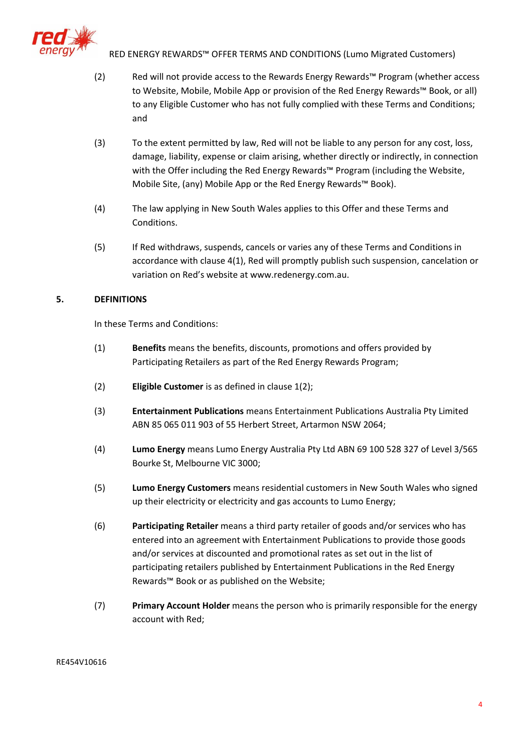(2) Red will not provide access to the Rewards Energy Rewards™ Program (whether access to Website, Mobile, Mobile App or provision of the Red Energy Rewards™ Book, or all) to any Eligible Customer who has not fully complied with these Terms and Conditions; and

(3) To the extent permitted by law, Red will not be liable to any person for any cost, loss, damage, liability, expense or claim arising, whether directly or indirectly, in connection with the Offer including the Red Energy Rewards™ Program (including the Website, Mobile Site, (any) Mobile App or the Red Energy Rewards™ Book).

(4) The law applying in New South Wales applies to this Offer and these Terms and Conditions.

(5) If Red withdraws, suspends, cancels or varies any of these Terms and Conditions in accordance with clause 4(1), Red will promptly publish such suspension, cancelation or variation on Red's website at www.redenergy.com.au.

## 5. DEFINITIONS

In these Terms and Conditions:

(1) **Benefits** means the benefits, discounts, promotions and offers provided by Participating Retailers as part of the Red Energy Rewards Program;

(2) **Eligible Customer** is as defined in clause 1(2);

(3) **Entertainment Publications** means Entertainment Publications Australia Pty Limited ABN 85 065 011 903 of 55 Herbert Street, Artarmon NSW 2064;

(4) **Lumo Energy** means Lumo Energy Australia Pty Ltd ABN 69 100 528 327 of Level 3/565 Bourke St, Melbourne VIC 3000;

(5) **Lumo Energy Customers** means residential customers in New South Wales who signed up their electricity or electricity and gas accounts to Lumo Energy;

(6) **Participating Retailer** means a third party retailer of goods and/or services who has entered into an agreement with Entertainment Publications to provide those goods and/or services at discounted and promotional rates as set out in the list of participating retailers published by Entertainment Publications in the Red Energy Rewards™ Book or as published on the Website;

(7) **Primary Account Holder** means the person who is primarily responsible for the energy account with Red;

RE454V10616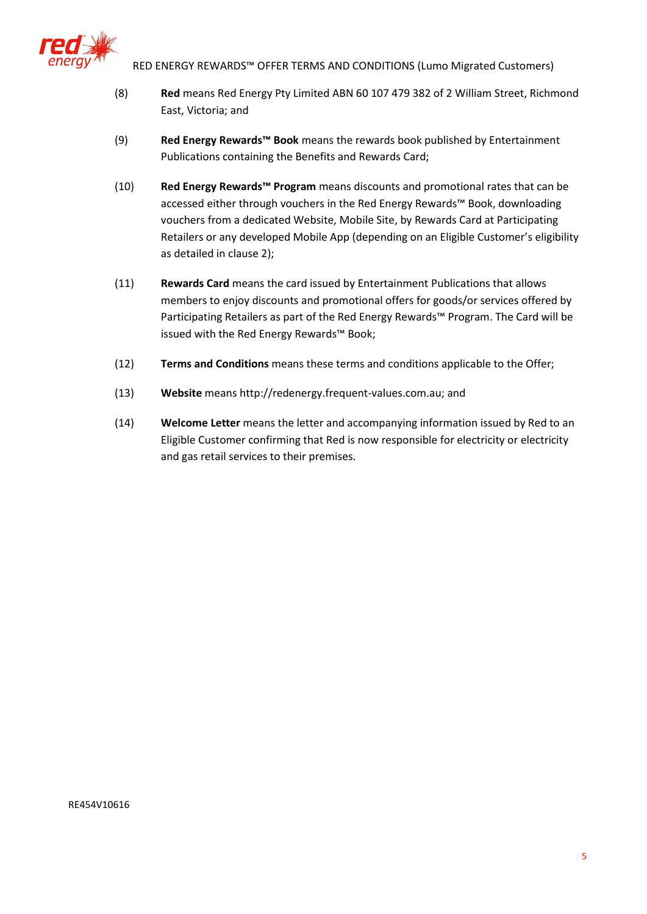(8) **Red** means Red Energy Pty Limited ABN 60 107 479 382 of 2 William Street, Richmond East, Victoria; and

(9) **Red Energy Rewards™ Book** means the rewards book published by Entertainment Publications containing the Benefits and Rewards Card;

(10) **Red Energy Rewards™ Program** means discounts and promotional rates that can be accessed either through vouchers in the Red Energy Rewards™ Book, downloading vouchers from a dedicated Website, Mobile Site, by Rewards Card at Participating Retailers or any developed Mobile App (depending on an Eligible Customer's eligibility as detailed in clause 2);

(11) **Rewards Card** means the card issued by Entertainment Publications that allows members to enjoy discounts and promotional offers for goods/or services offered by Participating Retailers as part of the Red Energy Rewards™ Program. The Card will be issued with the Red Energy Rewards™ Book;

(12) **Terms and Conditions** means these terms and conditions applicable to the Offer;

(13) **Website** means http://redenergy.frequent-values.com.au; and

(14) **Welcome Letter** means the letter and accompanying information issued by Red to an Eligible Customer confirming that Red is now responsible for electricity or electricity and gas retail services to their premises.

RE454V10616